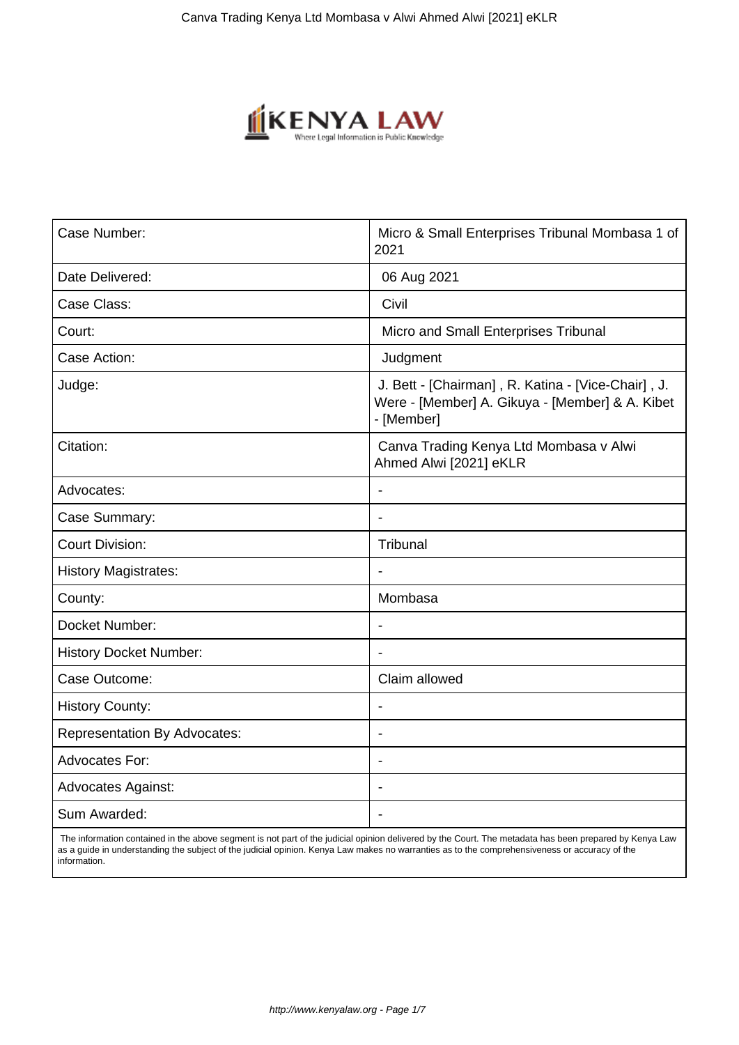| Case Number: | Micro & Small Enterprises Tribunal Mombasa 1 of 2021 |
|---|---|
| Date Delivered: | 06 Aug 2021 |
| Case Class: | Civil |
| Court: | Micro and Small Enterprises Tribunal |
| Case Action: | Judgment |
| Judge: | J. Bett - [Chairman] , R. Katina - [Vice-Chair] , J. Were - [Member] A. Gikuya - [Member] & A. Kibet - [Member] |
| Citation: | Canva Trading Kenya Ltd Mombasa v Alwi Ahmed Alwi [2021] eKLR |
| Advocates: | - |
| Case Summary: | - |
| Court Division: | Tribunal |
| History Magistrates: | - |
| County: | Mombasa |
| Docket Number: | - |
| History Docket Number: | - |
| Case Outcome: | Claim allowed |
| History County: | - |
| Representation By Advocates: | - |
| Advocates For: | - |
| Advocates Against: | - |
| Sum Awarded: | - |

The information contained in the above segment is not part of the judicial opinion delivered by the Court. The metadata has been prepared by Kenya Law as a guide in understanding the subject of the judicial opinion. Kenya Law makes no warranties as to the comprehensiveness or accuracy of the information.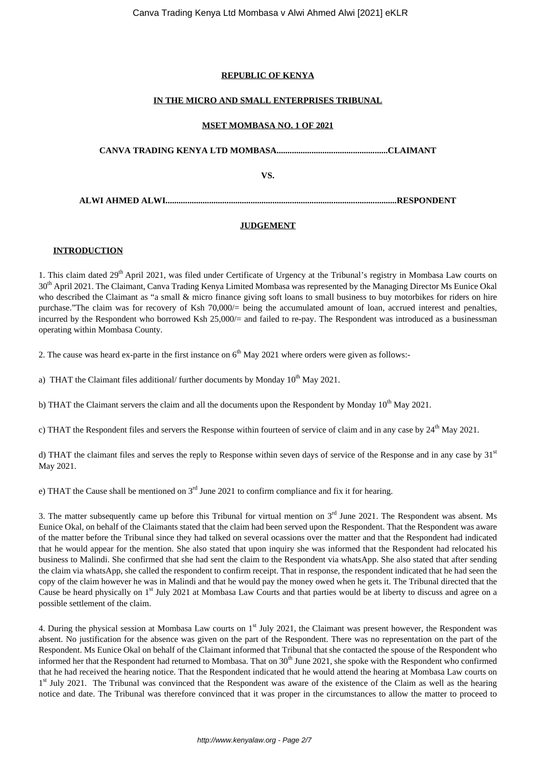**REPUBLIC OF KENYA**

**IN THE MICRO AND SMALL ENTERPRISES TRIBUNAL**

**MSET MOMBASA NO. 1 OF 2021**

**CANVA TRADING KENYA LTD MOMBASA..................................................CLAIMANT**

**VS.**

**ALWI AHMED ALWI.........................................................................................................RESPONDENT**

**JUDGEMENT**

**INTRODUCTION**

1. This claim dated 29th April 2021, was filed under Certificate of Urgency at the Tribunal's registry in Mombasa Law courts on 30th April 2021. The Claimant, Canva Trading Kenya Limited Mombasa was represented by the Managing Director Ms Eunice Okal who described the Claimant as "a small & micro finance giving soft loans to small business to buy motorbikes for riders on hire purchase."The claim was for recovery of Ksh 70,000/= being the accumulated amount of loan, accrued interest and penalties, incurred by the Respondent who borrowed Ksh 25,000/= and failed to re-pay. The Respondent was introduced as a businessman operating within Mombasa County.

2. The cause was heard ex-parte in the first instance on 6th May 2021 where orders were given as follows:-

a) THAT the Claimant files additional/ further documents by Monday 10th May 2021.

b) THAT the Claimant servers the claim and all the documents upon the Respondent by Monday 10th May 2021.

c) THAT the Respondent files and servers the Response within fourteen of service of claim and in any case by 24th May 2021.

d) THAT the claimant files and serves the reply to Response within seven days of service of the Response and in any case by 31st May 2021.

e) THAT the Cause shall be mentioned on 3rd June 2021 to confirm compliance and fix it for hearing.

3. The matter subsequently came up before this Tribunal for virtual mention on 3rd June 2021. The Respondent was absent. Ms Eunice Okal, on behalf of the Claimants stated that the claim had been served upon the Respondent. That the Respondent was aware of the matter before the Tribunal since they had talked on several ocassions over the matter and that the Respondent had indicated that he would appear for the mention. She also stated that upon inquiry she was informed that the Respondent had relocated his business to Malindi. She confirmed that she had sent the claim to the Respondent via whatsApp. She also stated that after sending the claim via whatsApp, she called the respondent to confirm receipt. That in response, the respondent indicated that he had seen the copy of the claim however he was in Malindi and that he would pay the money owed when he gets it. The Tribunal directed that the Cause be heard physically on 1st July 2021 at Mombasa Law Courts and that parties would be at liberty to discuss and agree on a possible settlement of the claim.

4. During the physical session at Mombasa Law courts on 1st July 2021, the Claimant was present however, the Respondent was absent. No justification for the absence was given on the part of the Respondent. There was no representation on the part of the Respondent. Ms Eunice Okal on behalf of the Claimant informed that Tribunal that she contacted the spouse of the Respondent who informed her that the Respondent had returned to Mombasa. That on 30th June 2021, she spoke with the Respondent who confirmed that he had received the hearing notice. That the Respondent indicated that he would attend the hearing at Mombasa Law courts on 1st July 2021. The Tribunal was convinced that the Respondent was aware of the existence of the Claim as well as the hearing notice and date. The Tribunal was therefore convinced that it was proper in the circumstances to allow the matter to proceed to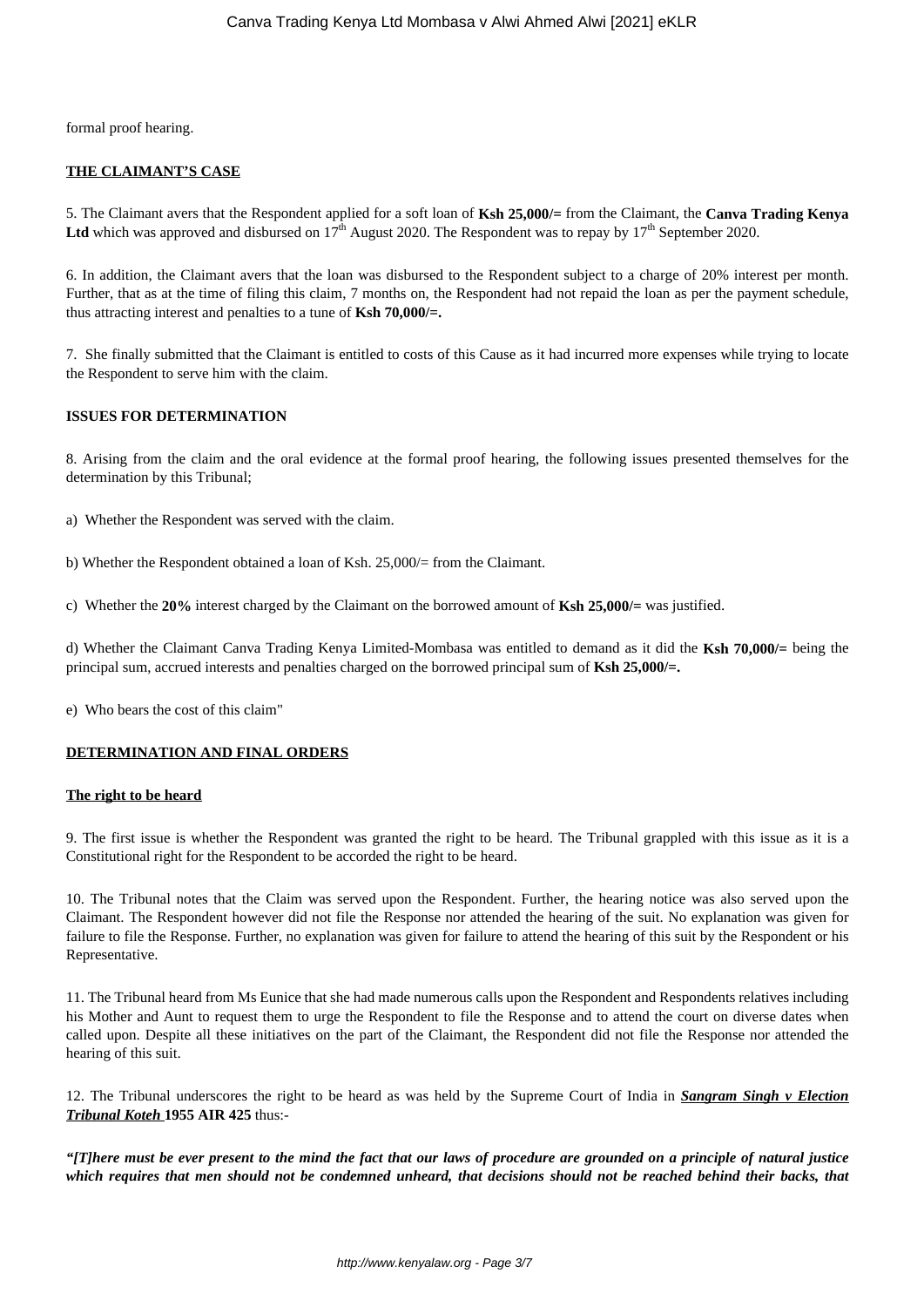formal proof hearing.

**THE CLAIMANT'S CASE**

5. The Claimant avers that the Respondent applied for a soft loan of **Ksh 25,000/=** from the Claimant, the **Canva Trading Kenya Ltd** which was approved and disbursed on 17th August 2020. The Respondent was to repay by 17th September 2020.

6. In addition, the Claimant avers that the loan was disbursed to the Respondent subject to a charge of 20% interest per month. Further, that as at the time of filing this claim, 7 months on, the Respondent had not repaid the loan as per the payment schedule, thus attracting interest and penalties to a tune of **Ksh 70,000/=.**

7. She finally submitted that the Claimant is entitled to costs of this Cause as it had incurred more expenses while trying to locate the Respondent to serve him with the claim.

**ISSUES FOR DETERMINATION**

8. Arising from the claim and the oral evidence at the formal proof hearing, the following issues presented themselves for the determination by this Tribunal;

a) Whether the Respondent was served with the claim.

b) Whether the Respondent obtained a loan of Ksh. 25,000/= from the Claimant.

c) Whether the **20%** interest charged by the Claimant on the borrowed amount of **Ksh 25,000/=** was justified.

d) Whether the Claimant Canva Trading Kenya Limited-Mombasa was entitled to demand as it did the **Ksh 70,000/=** being the principal sum, accrued interests and penalties charged on the borrowed principal sum of **Ksh 25,000/=.**

e) Who bears the cost of this claim"

**DETERMINATION AND FINAL ORDERS**

**The right to be heard**

9. The first issue is whether the Respondent was granted the right to be heard. The Tribunal grappled with this issue as it is a Constitutional right for the Respondent to be accorded the right to be heard.

10. The Tribunal notes that the Claim was served upon the Respondent. Further, the hearing notice was also served upon the Claimant. The Respondent however did not file the Response nor attended the hearing of the suit. No explanation was given for failure to file the Response. Further, no explanation was given for failure to attend the hearing of this suit by the Respondent or his Representative.

11. The Tribunal heard from Ms Eunice that she had made numerous calls upon the Respondent and Respondents relatives including his Mother and Aunt to request them to urge the Respondent to file the Response and to attend the court on diverse dates when called upon. Despite all these initiatives on the part of the Claimant, the Respondent did not file the Response nor attended the hearing of this suit.

12. The Tribunal underscores the right to be heard as was held by the Supreme Court of India in ***Sangram Singh v Election Tribunal Koteh*** **1955 AIR 425** thus:-

***"[T]here must be ever present to the mind the fact that our laws of procedure are grounded on a principle of natural justice which requires that men should not be condemned unheard, that decisions should not be reached behind their backs, that***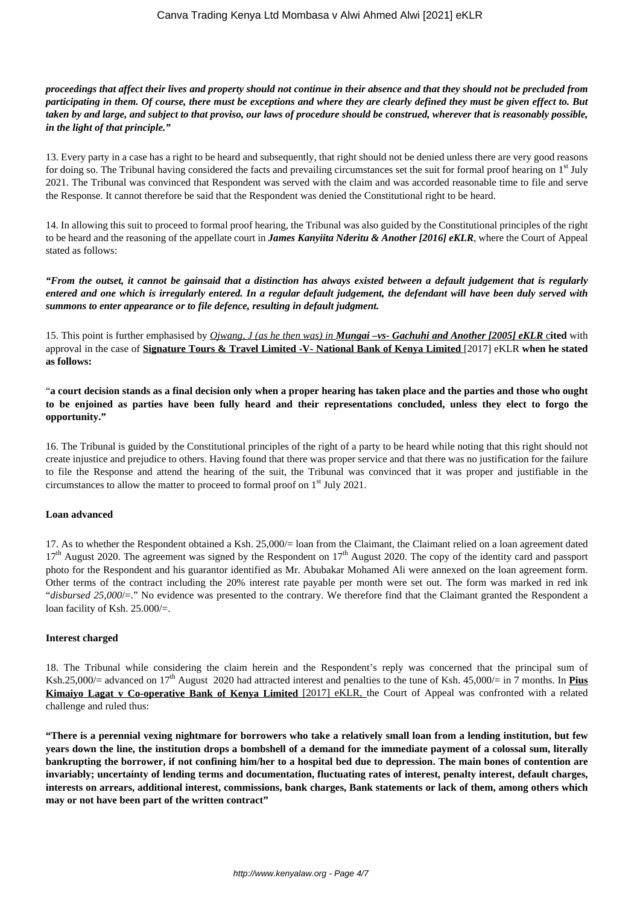***proceedings that affect their lives and property should not continue in their absence and that they should not be precluded from participating in them. Of course, there must be exceptions and where they are clearly defined they must be given effect to. But taken by and large, and subject to that proviso, our laws of procedure should be construed, wherever that is reasonably possible, in the light of that principle."***

13. Every party in a case has a right to be heard and subsequently, that right should not be denied unless there are very good reasons for doing so. The Tribunal having considered the facts and prevailing circumstances set the suit for formal proof hearing on 1st July 2021. The Tribunal was convinced that Respondent was served with the claim and was accorded reasonable time to file and serve the Response. It cannot therefore be said that the Respondent was denied the Constitutional right to be heard.

14. In allowing this suit to proceed to formal proof hearing, the Tribunal was also guided by the Constitutional principles of the right to be heard and the reasoning of the appellate court in ***James Kanyiita Nderitu & Another [2016] eKLR***, where the Court of Appeal stated as follows:

***"From the outset, it cannot be gainsaid that a distinction has always existed between a default judgement that is regularly entered and one which is irregularly entered. In a regular default judgement, the defendant will have been duly served with summons to enter appearance or to file defence, resulting in default judgment.***

15. This point is further emphasised by *Ojwang, J (as he then was) in* ***Mungai –vs- Gachuhi and Another [2005] eKLR*** **cited** with approval in the case of **Signature Tours & Travel Limited -V- National Bank of Kenya Limited** [2017] eKLR **when he stated as follows:**

"**a court decision stands as a final decision only when a proper hearing has taken place and the parties and those who ought to be enjoined as parties have been fully heard and their representations concluded, unless they elect to forgo the opportunity."**

16. The Tribunal is guided by the Constitutional principles of the right of a party to be heard while noting that this right should not create injustice and prejudice to others. Having found that there was proper service and that there was no justification for the failure to file the Response and attend the hearing of the suit, the Tribunal was convinced that it was proper and justifiable in the circumstances to allow the matter to proceed to formal proof on 1st July 2021.

**Loan advanced**

17. As to whether the Respondent obtained a Ksh. 25,000/= loan from the Claimant, the Claimant relied on a loan agreement dated 17th August 2020. The agreement was signed by the Respondent on 17th August 2020. The copy of the identity card and passport photo for the Respondent and his guarantor identified as Mr. Abubakar Mohamed Ali were annexed on the loan agreement form. Other terms of the contract including the 20% interest rate payable per month were set out. The form was marked in red ink "*disbursed 25,000*/=." No evidence was presented to the contrary. We therefore find that the Claimant granted the Respondent a loan facility of Ksh. 25.000/=.

**Interest charged**

18. The Tribunal while considering the claim herein and the Respondent's reply was concerned that the principal sum of Ksh.25,000/= advanced on 17th August 2020 had attracted interest and penalties to the tune of Ksh. 45,000/= in 7 months. In **Pius Kimaiyo Lagat v Co-operative Bank of Kenya Limited** [2017] eKLR, the Court of Appeal was confronted with a related challenge and ruled thus:

**"There is a perennial vexing nightmare for borrowers who take a relatively small loan from a lending institution, but few years down the line, the institution drops a bombshell of a demand for the immediate payment of a colossal sum, literally bankrupting the borrower, if not confining him/her to a hospital bed due to depression. The main bones of contention are invariably; uncertainty of lending terms and documentation, fluctuating rates of interest, penalty interest, default charges, interests on arrears, additional interest, commissions, bank charges, Bank statements or lack of them, among others which may or not have been part of the written contract"**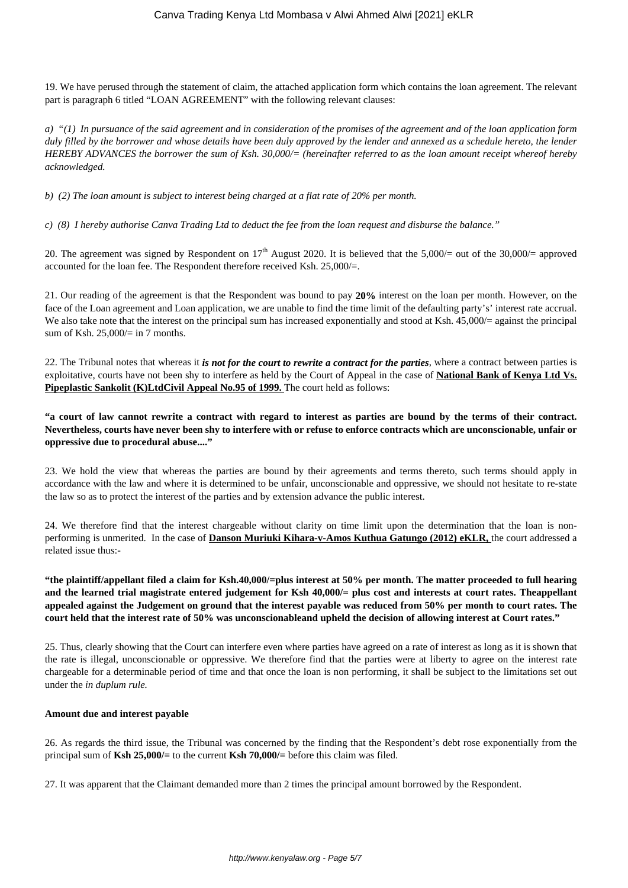19. We have perused through the statement of claim, the attached application form which contains the loan agreement. The relevant part is paragraph 6 titled "LOAN AGREEMENT" with the following relevant clauses:

a) *"(1) In pursuance of the said agreement and in consideration of the promises of the agreement and of the loan application form duly filled by the borrower and whose details have been duly approved by the lender and annexed as a schedule hereto, the lender HEREBY ADVANCES the borrower the sum of Ksh. 30,000/= (hereinafter referred to as the loan amount receipt whereof hereby acknowledged.*

b) *(2) The loan amount is subject to interest being charged at a flat rate of 20% per month.*

c) *(8) I hereby authorise Canva Trading Ltd to deduct the fee from the loan request and disburse the balance."*

20. The agreement was signed by Respondent on 17th August 2020. It is believed that the 5,000/= out of the 30,000/= approved accounted for the loan fee. The Respondent therefore received Ksh. 25,000/=.

21. Our reading of the agreement is that the Respondent was bound to pay **20%** interest on the loan per month. However, on the face of the Loan agreement and Loan application, we are unable to find the time limit of the defaulting party's' interest rate accrual. We also take note that the interest on the principal sum has increased exponentially and stood at Ksh. 45,000/= against the principal sum of Ksh. 25,000/= in 7 months.

22. The Tribunal notes that whereas it ***is not for the court to rewrite a contract for the parties***, where a contract between parties is exploitative, courts have not been shy to interfere as held by the Court of Appeal in the case of **National Bank of Kenya Ltd Vs. Pipeplastic Sankolit (K)LtdCivil Appeal No.95 of 1999.** The court held as follows:

**"a court of law cannot rewrite a contract with regard to interest as parties are bound by the terms of their contract. Nevertheless, courts have never been shy to interfere with or refuse to enforce contracts which are unconscionable, unfair or oppressive due to procedural abuse...."**

23. We hold the view that whereas the parties are bound by their agreements and terms thereto, such terms should apply in accordance with the law and where it is determined to be unfair, unconscionable and oppressive, we should not hesitate to re-state the law so as to protect the interest of the parties and by extension advance the public interest.

24. We therefore find that the interest chargeable without clarity on time limit upon the determination that the loan is non-performing is unmerited. In the case of **Danson Muriuki Kihara-v-Amos Kuthua Gatungo (2012) eKLR,** the court addressed a related issue thus:-

**"the plaintiff/appellant filed a claim for Ksh.40,000/=plus interest at 50% per month. The matter proceeded to full hearing and the learned trial magistrate entered judgement for Ksh 40,000/= plus cost and interests at court rates. Theappellant appealed against the Judgement on ground that the interest payable was reduced from 50% per month to court rates. The court held that the interest rate of 50% was unconscionableand upheld the decision of allowing interest at Court rates."**

25. Thus, clearly showing that the Court can interfere even where parties have agreed on a rate of interest as long as it is shown that the rate is illegal, unconscionable or oppressive. We therefore find that the parties were at liberty to agree on the interest rate chargeable for a determinable period of time and that once the loan is non performing, it shall be subject to the limitations set out under the *in duplum rule.*

**Amount due and interest payable**

26. As regards the third issue, the Tribunal was concerned by the finding that the Respondent's debt rose exponentially from the principal sum of **Ksh 25,000/=** to the current **Ksh 70,000/=** before this claim was filed.

27. It was apparent that the Claimant demanded more than 2 times the principal amount borrowed by the Respondent.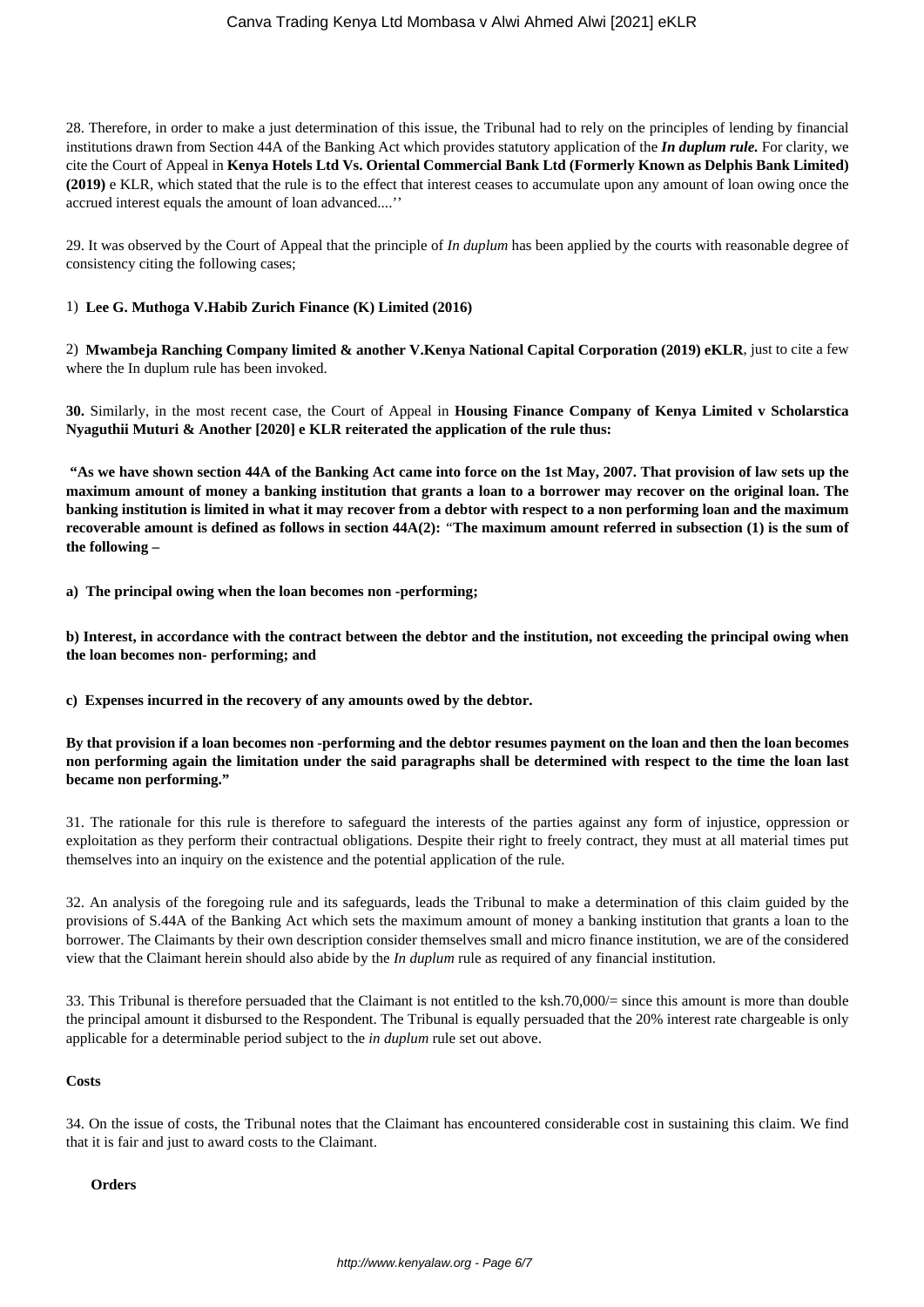28. Therefore, in order to make a just determination of this issue, the Tribunal had to rely on the principles of lending by financial institutions drawn from Section 44A of the Banking Act which provides statutory application of the ***In duplum rule.*** For clarity, we cite the Court of Appeal in **Kenya Hotels Ltd Vs. Oriental Commercial Bank Ltd (Formerly Known as Delphis Bank Limited) (2019)** e KLR, which stated that the rule is to the effect that interest ceases to accumulate upon any amount of loan owing once the accrued interest equals the amount of loan advanced....''

29. It was observed by the Court of Appeal that the principle of *In duplum* has been applied by the courts with reasonable degree of consistency citing the following cases;

1) **Lee G. Muthoga V.Habib Zurich Finance (K) Limited (2016)**

2) **Mwambeja Ranching Company limited & another V.Kenya National Capital Corporation (2019) eKLR**, just to cite a few where the In duplum rule has been invoked.

**30.** Similarly, in the most recent case, the Court of Appeal in **Housing Finance Company of Kenya Limited v Scholarstica Nyaguthii Muturi & Another [2020] e KLR reiterated the application of the rule thus:**

**"As we have shown section 44A of the Banking Act came into force on the 1st May, 2007. That provision of law sets up the maximum amount of money a banking institution that grants a loan to a borrower may recover on the original loan. The banking institution is limited in what it may recover from a debtor with respect to a non performing loan and the maximum recoverable amount is defined as follows in section 44A(2):** "**The maximum amount referred in subsection (1) is the sum of the following –**

**a) The principal owing when the loan becomes non -performing;**

**b) Interest, in accordance with the contract between the debtor and the institution, not exceeding the principal owing when the loan becomes non- performing; and**

**c) Expenses incurred in the recovery of any amounts owed by the debtor.**

**By that provision if a loan becomes non -performing and the debtor resumes payment on the loan and then the loan becomes non performing again the limitation under the said paragraphs shall be determined with respect to the time the loan last became non performing."**

31. The rationale for this rule is therefore to safeguard the interests of the parties against any form of injustice, oppression or exploitation as they perform their contractual obligations. Despite their right to freely contract, they must at all material times put themselves into an inquiry on the existence and the potential application of the rule.

32. An analysis of the foregoing rule and its safeguards, leads the Tribunal to make a determination of this claim guided by the provisions of S.44A of the Banking Act which sets the maximum amount of money a banking institution that grants a loan to the borrower. The Claimants by their own description consider themselves small and micro finance institution, we are of the considered view that the Claimant herein should also abide by the *In duplum* rule as required of any financial institution.

33. This Tribunal is therefore persuaded that the Claimant is not entitled to the ksh.70,000/= since this amount is more than double the principal amount it disbursed to the Respondent. The Tribunal is equally persuaded that the 20% interest rate chargeable is only applicable for a determinable period subject to the *in duplum* rule set out above.

**Costs**

34. On the issue of costs, the Tribunal notes that the Claimant has encountered considerable cost in sustaining this claim. We find that it is fair and just to award costs to the Claimant.

**Orders**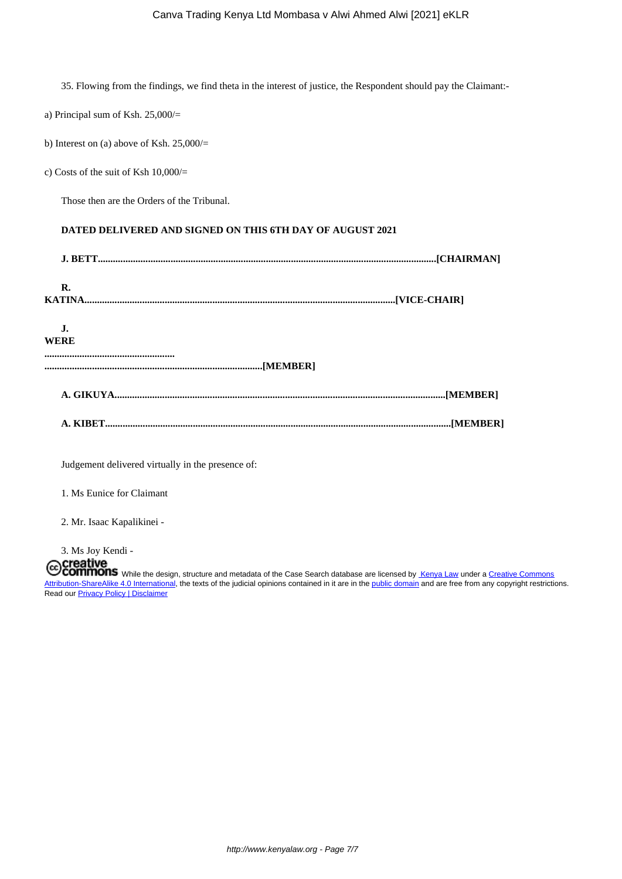35. Flowing from the findings, we find theta in the interest of justice, the Respondent should pay the Claimant:-

a) Principal sum of Ksh. 25,000/=

b) Interest on (a) above of Ksh. 25,000/=

c) Costs of the suit of Ksh 10,000/=

Those then are the Orders of the Tribunal.

**DATED DELIVERED AND SIGNED ON THIS 6TH DAY OF AUGUST 2021**

**J. BETT......................................................................................................................................[CHAIRMAN]**

**R. KATINA...........................................................................................................................[VICE-CHAIR]**

**J. WERE ....................................................**
**......................................................................................[MEMBER]**

**A. GIKUYA..................................................................................................................................[MEMBER]**

**A. KIBET.........................................................................................................................................[MEMBER]**

Judgement delivered virtually in the presence of:

1. Ms Eunice for Claimant

2. Mr. Isaac Kapalikinei -

3. Ms Joy Kendi -

While the design, structure and metadata of the Case Search database are licensed by Kenya Law under a Creative Commons Attribution-ShareAlike 4.0 International, the texts of the judicial opinions contained in it are in the public domain and are free from any copyright restrictions. Read our Privacy Policy | Disclaimer